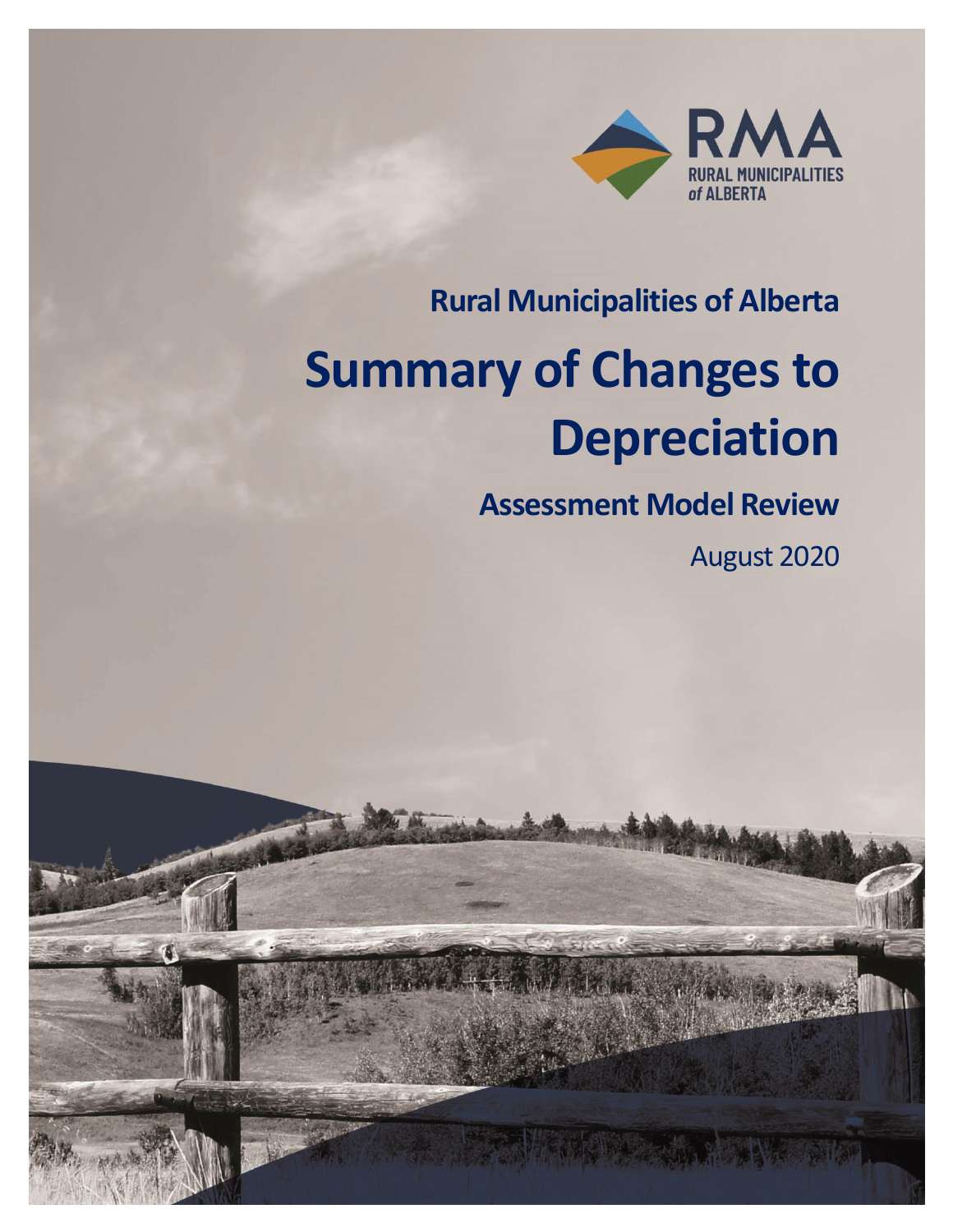RMA
RURAL MUNICIPALITIES of ALBERTA

**Rural Municipalities of Alberta**

# Summary of Changes to Depreciation

## Assessment Model Review

August 2020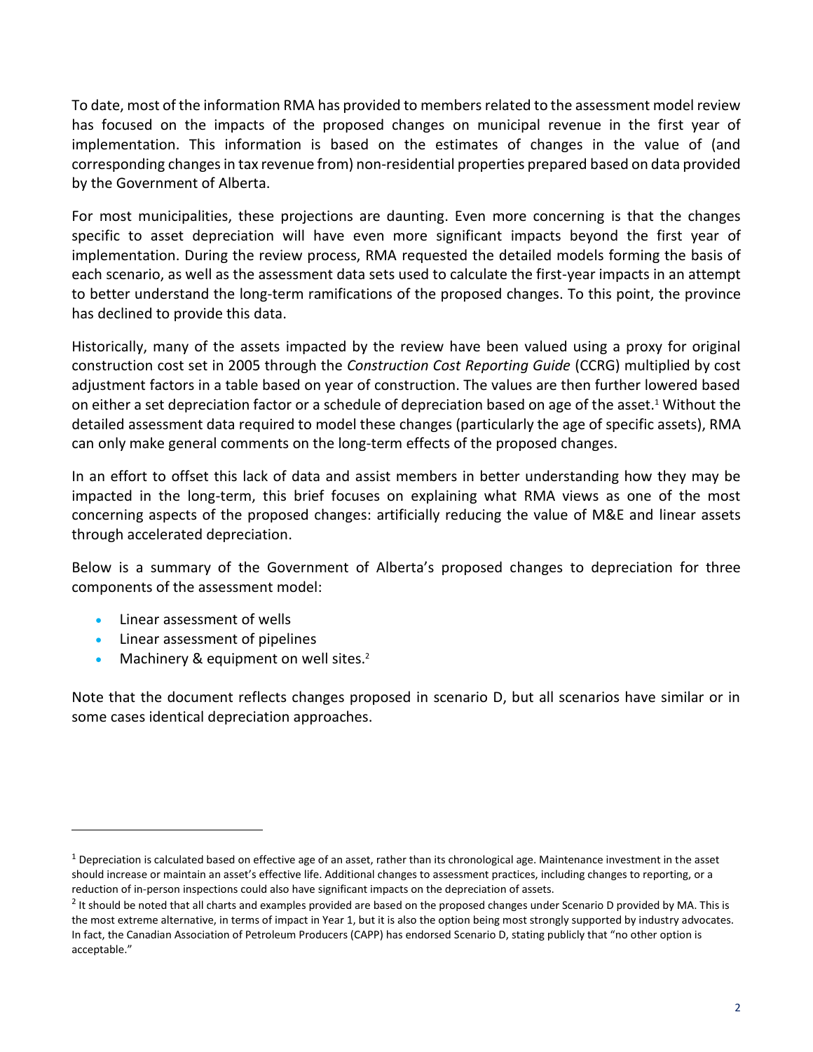To date, most of the information RMA has provided to members related to the assessment model review has focused on the impacts of the proposed changes on municipal revenue in the first year of implementation. This information is based on the estimates of changes in the value of (and corresponding changes in tax revenue from) non-residential properties prepared based on data provided by the Government of Alberta.

For most municipalities, these projections are daunting. Even more concerning is that the changes specific to asset depreciation will have even more significant impacts beyond the first year of implementation. During the review process, RMA requested the detailed models forming the basis of each scenario, as well as the assessment data sets used to calculate the first-year impacts in an attempt to better understand the long-term ramifications of the proposed changes. To this point, the province has declined to provide this data.

Historically, many of the assets impacted by the review have been valued using a proxy for original construction cost set in 2005 through the *Construction Cost Reporting Guide* (CCRG) multiplied by cost adjustment factors in a table based on year of construction. The values are then further lowered based on either a set depreciation factor or a schedule of depreciation based on age of the asset.[1] Without the detailed assessment data required to model these changes (particularly the age of specific assets), RMA can only make general comments on the long-term effects of the proposed changes.

In an effort to offset this lack of data and assist members in better understanding how they may be impacted in the long-term, this brief focuses on explaining what RMA views as one of the most concerning aspects of the proposed changes: artificially reducing the value of M&E and linear assets through accelerated depreciation.

Below is a summary of the Government of Alberta's proposed changes to depreciation for three components of the assessment model:

- Linear assessment of wells
- Linear assessment of pipelines
- Machinery & equipment on well sites.[2]

Note that the document reflects changes proposed in scenario D, but all scenarios have similar or in some cases identical depreciation approaches.

---

[1] Depreciation is calculated based on effective age of an asset, rather than its chronological age. Maintenance investment in the asset should increase or maintain an asset's effective life. Additional changes to assessment practices, including changes to reporting, or a reduction of in-person inspections could also have significant impacts on the depreciation of assets.

[2] It should be noted that all charts and examples provided are based on the proposed changes under Scenario D provided by MA. This is the most extreme alternative, in terms of impact in Year 1, but it is also the option being most strongly supported by industry advocates. In fact, the Canadian Association of Petroleum Producers (CAPP) has endorsed Scenario D, stating publicly that "no other option is acceptable."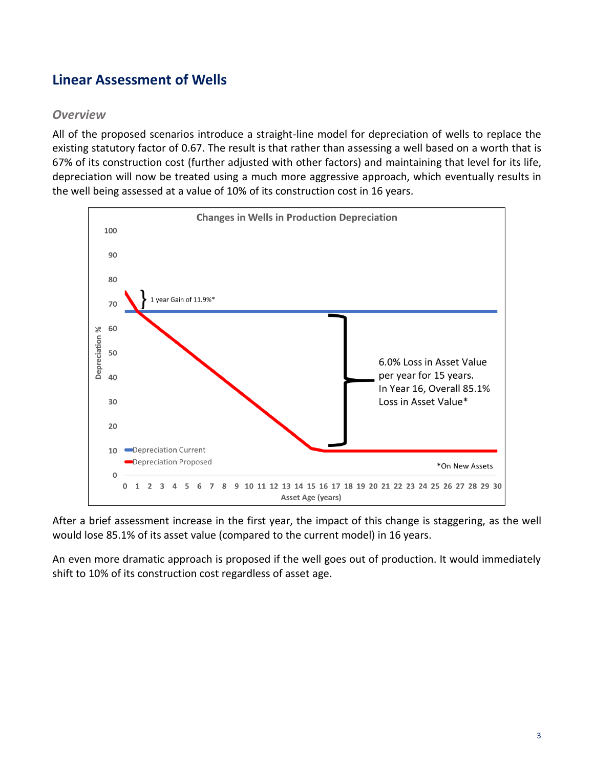## Linear Assessment of Wells

### *Overview*

All of the proposed scenarios introduce a straight-line model for depreciation of wells to replace the existing statutory factor of 0.67. The result is that rather than assessing a well based on a worth that is 67% of its construction cost (further adjusted with other factors) and maintaining that level for its life, depreciation will now be treated using a much more aggressive approach, which eventually results in the well being assessed at a value of 10% of its construction cost in 16 years.

After a brief assessment increase in the first year, the impact of this change is staggering, as the well would lose 85.1% of its asset value (compared to the current model) in 16 years.

An even more dramatic approach is proposed if the well goes out of production. It would immediately shift to 10% of its construction cost regardless of asset age.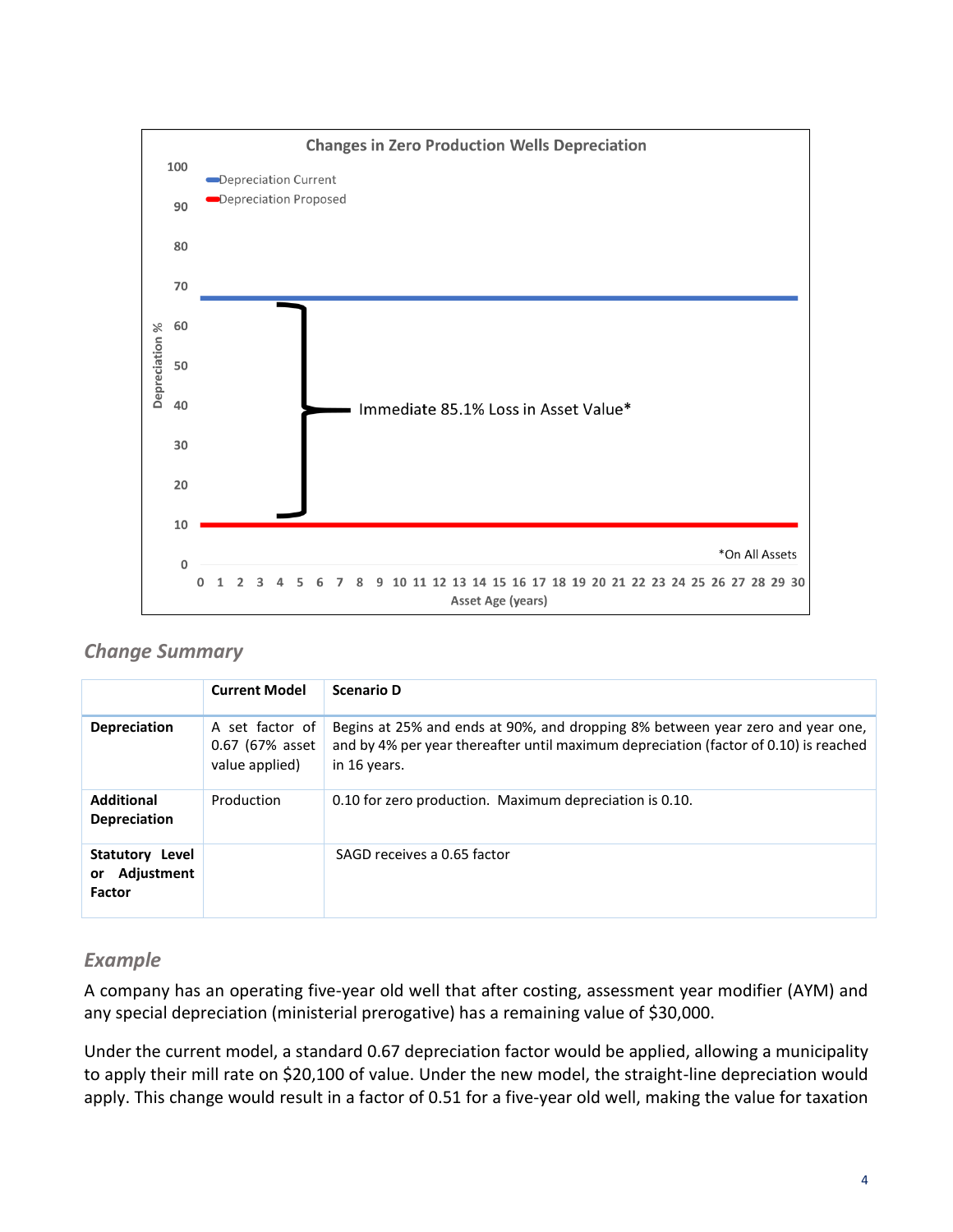Changes in Zero Production Wells Depreciation

Depreciation Current
Depreciation Proposed

Immediate 85.1% Loss in Asset Value*

*On All Assets

Depreciation %

Asset Age (years)

### *Change Summary*

| | Current Model | Scenario D |
|---|---|---|
| **Depreciation** | A set factor of 0.67 (67% asset value applied) | Begins at 25% and ends at 90%, and dropping 8% between year zero and year one, and by 4% per year thereafter until maximum depreciation (factor of 0.10) is reached in 16 years. |
| **Additional Depreciation** | Production | 0.10 for zero production. Maximum depreciation is 0.10. |
| **Statutory Level or Adjustment Factor** | | SAGD receives a 0.65 factor |

### *Example*

A company has an operating five-year old well that after costing, assessment year modifier (AYM) and any special depreciation (ministerial prerogative) has a remaining value of $30,000.

Under the current model, a standard 0.67 depreciation factor would be applied, allowing a municipality to apply their mill rate on $20,100 of value. Under the new model, the straight-line depreciation would apply. This change would result in a factor of 0.51 for a five-year old well, making the value for taxation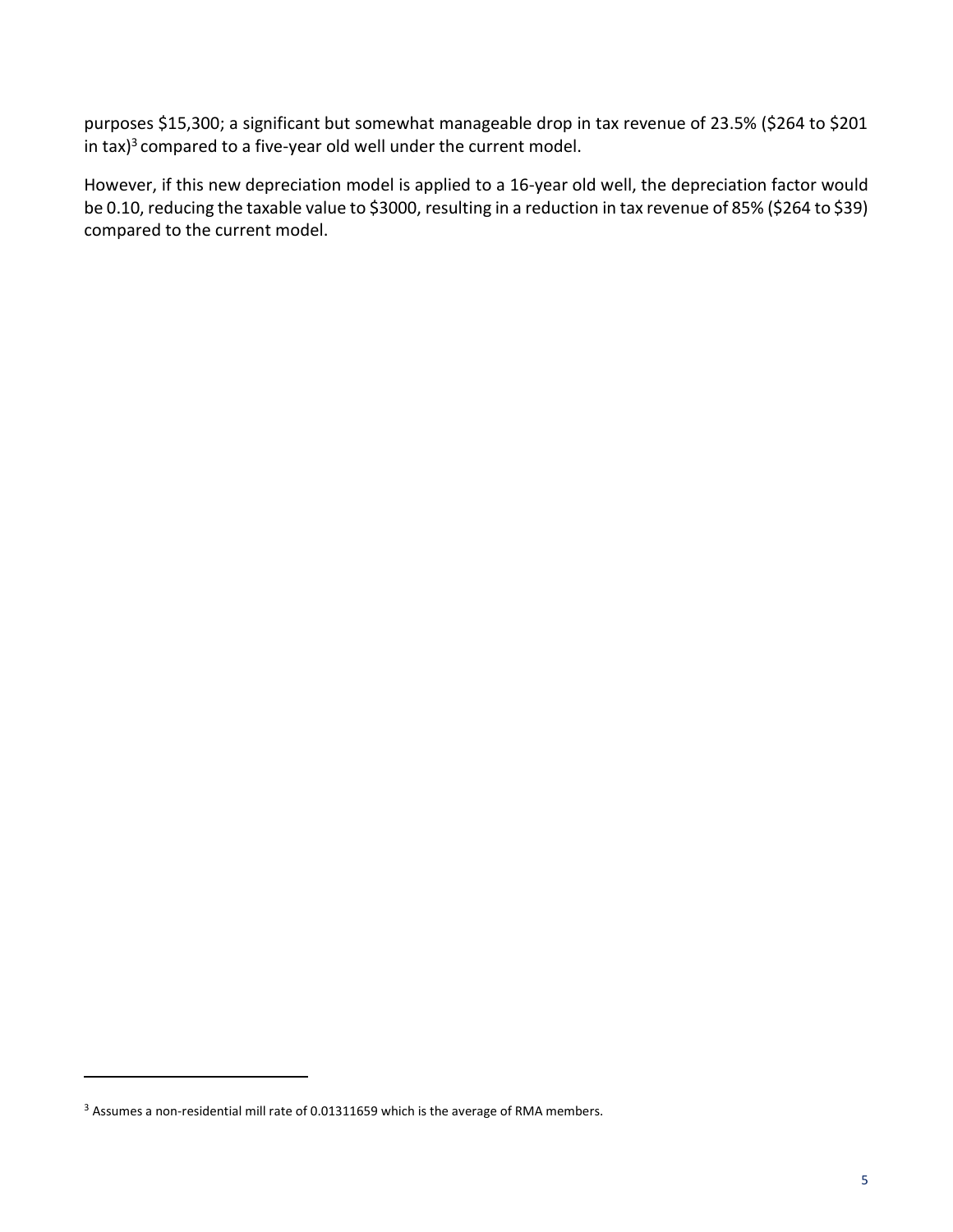purposes $15,300; a significant but somewhat manageable drop in tax revenue of 23.5% ($264 to $201 in tax)[3] compared to a five-year old well under the current model.

However, if this new depreciation model is applied to a 16-year old well, the depreciation factor would be 0.10, reducing the taxable value to $3000, resulting in a reduction in tax revenue of 85% ($264 to $39) compared to the current model.

[3] Assumes a non-residential mill rate of 0.01311659 which is the average of RMA members.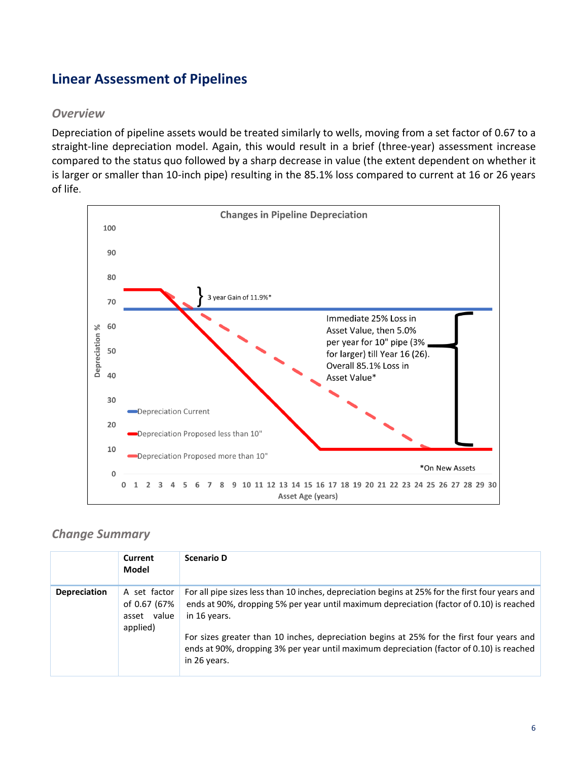## Linear Assessment of Pipelines

### *Overview*

Depreciation of pipeline assets would be treated similarly to wells, moving from a set factor of 0.67 to a straight-line depreciation model. Again, this would result in a brief (three-year) assessment increase compared to the status quo followed by a sharp decrease in value (the extent dependent on whether it is larger or smaller than 10-inch pipe) resulting in the 85.1% loss compared to current at 16 or 26 years of life.

Changes in Pipeline Depreciation

3 year Gain of 11.9%*

Immediate 25% Loss in Asset Value, then 5.0% per year for 10" pipe (3% for larger) till Year 16 (26). Overall 85.1% Loss in Asset Value*

Depreciation Current

Depreciation Proposed less than 10"

Depreciation Proposed more than 10"

*On New Assets

### *Change Summary*

| | Current Model | Scenario D |
|---|---|---|
| **Depreciation** | A set factor of 0.67 (67% asset value applied) | For all pipe sizes less than 10 inches, depreciation begins at 25% for the first four years and ends at 90%, dropping 5% per year until maximum depreciation (factor of 0.10) is reached in 16 years.<br><br>For sizes greater than 10 inches, depreciation begins at 25% for the first four years and ends at 90%, dropping 3% per year until maximum depreciation (factor of 0.10) is reached in 26 years. |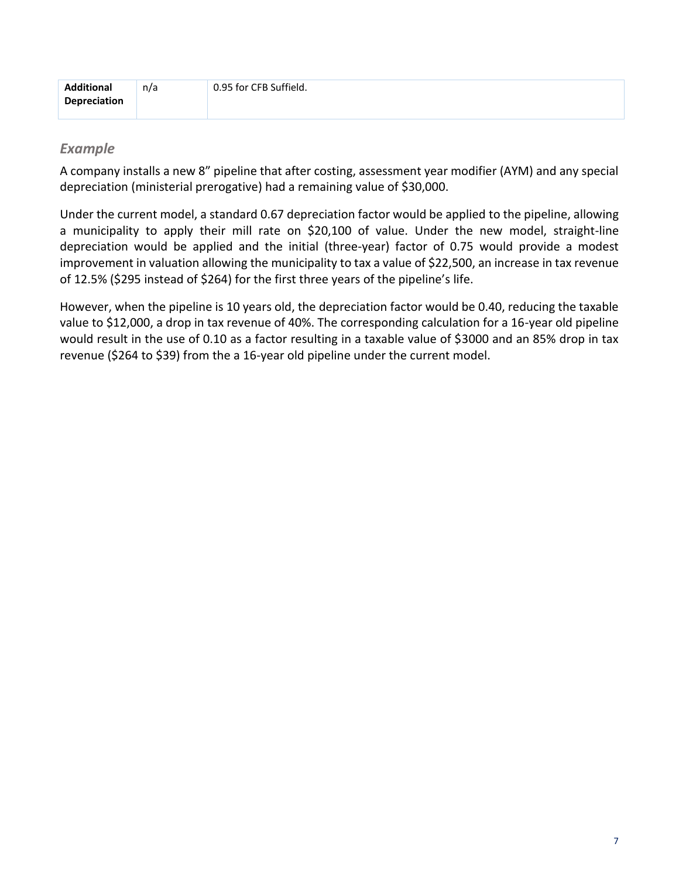| **Additional Depreciation** | n/a | 0.95 for CFB Suffield. |
|---|---|---|

## *Example*

A company installs a new 8" pipeline that after costing, assessment year modifier (AYM) and any special depreciation (ministerial prerogative) had a remaining value of $30,000.

Under the current model, a standard 0.67 depreciation factor would be applied to the pipeline, allowing a municipality to apply their mill rate on $20,100 of value. Under the new model, straight-line depreciation would be applied and the initial (three-year) factor of 0.75 would provide a modest improvement in valuation allowing the municipality to tax a value of $22,500, an increase in tax revenue of 12.5% ($295 instead of $264) for the first three years of the pipeline's life.

However, when the pipeline is 10 years old, the depreciation factor would be 0.40, reducing the taxable value to $12,000, a drop in tax revenue of 40%. The corresponding calculation for a 16-year old pipeline would result in the use of 0.10 as a factor resulting in a taxable value of $3000 and an 85% drop in tax revenue ($264 to $39) from the a 16-year old pipeline under the current model.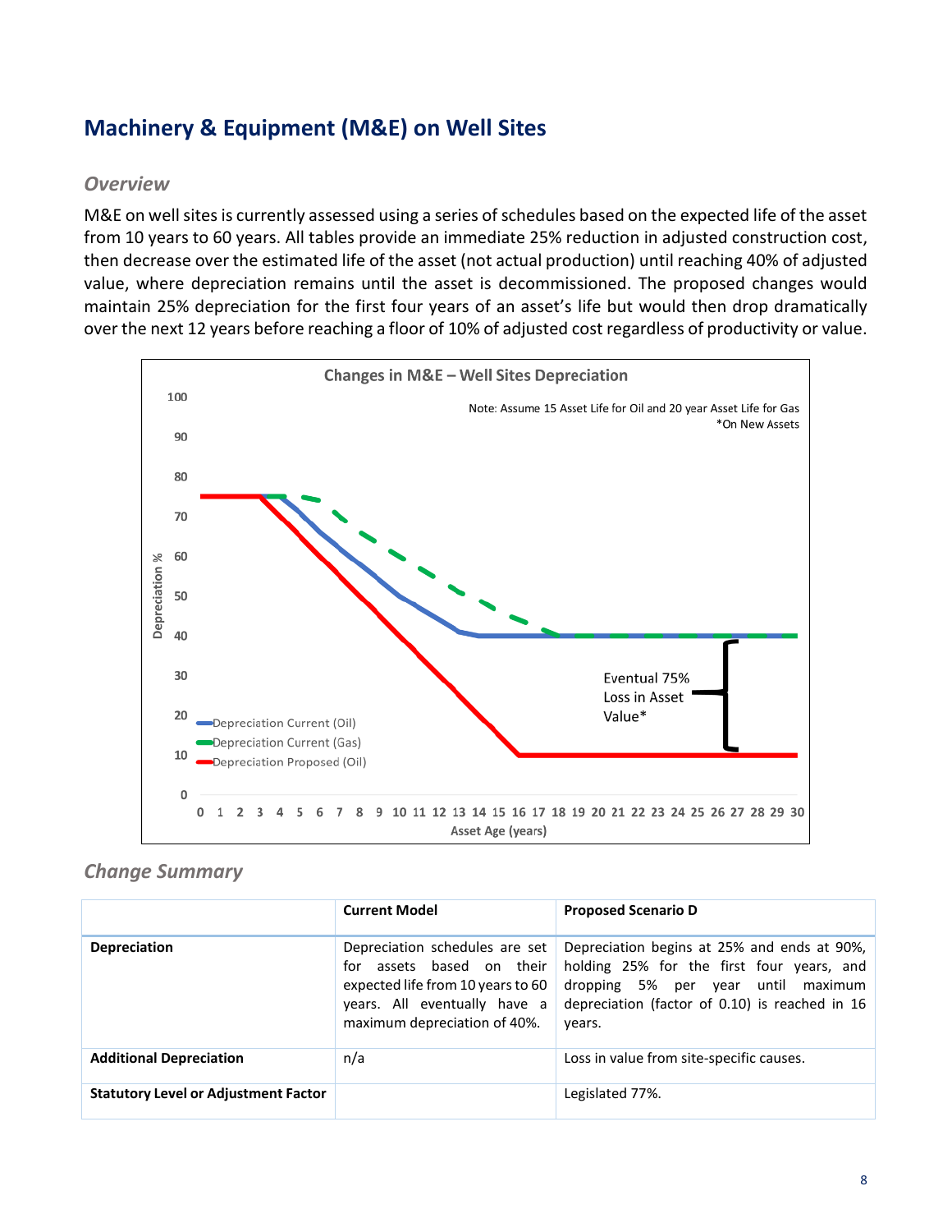## Machinery & Equipment (M&E) on Well Sites

### *Overview*

M&E on well sites is currently assessed using a series of schedules based on the expected life of the asset from 10 years to 60 years. All tables provide an immediate 25% reduction in adjusted construction cost, then decrease over the estimated life of the asset (not actual production) until reaching 40% of adjusted value, where depreciation remains until the asset is decommissioned. The proposed changes would maintain 25% depreciation for the first four years of an asset's life but would then drop dramatically over the next 12 years before reaching a floor of 10% of adjusted cost regardless of productivity or value.

**Changes in M&E – Well Sites Depreciation**

Note: Assume 15 Asset Life for Oil and 20 year Asset Life for Gas
*On New Assets

Eventual 75% Loss in Asset Value*

Legend: Depreciation Current (Oil); Depreciation Current (Gas); Depreciation Proposed (Oil)

Y-axis: Depreciation % (0–100); X-axis: Asset Age (years) (0–30)

### *Change Summary*

| | Current Model | Proposed Scenario D |
|---|---|---|
| **Depreciation** | Depreciation schedules are set for assets based on their expected life from 10 years to 60 years. All eventually have a maximum depreciation of 40%. | Depreciation begins at 25% and ends at 90%, holding 25% for the first four years, and dropping 5% per year until maximum depreciation (factor of 0.10) is reached in 16 years. |
| **Additional Depreciation** | n/a | Loss in value from site-specific causes. |
| **Statutory Level or Adjustment Factor** | | Legislated 77%. |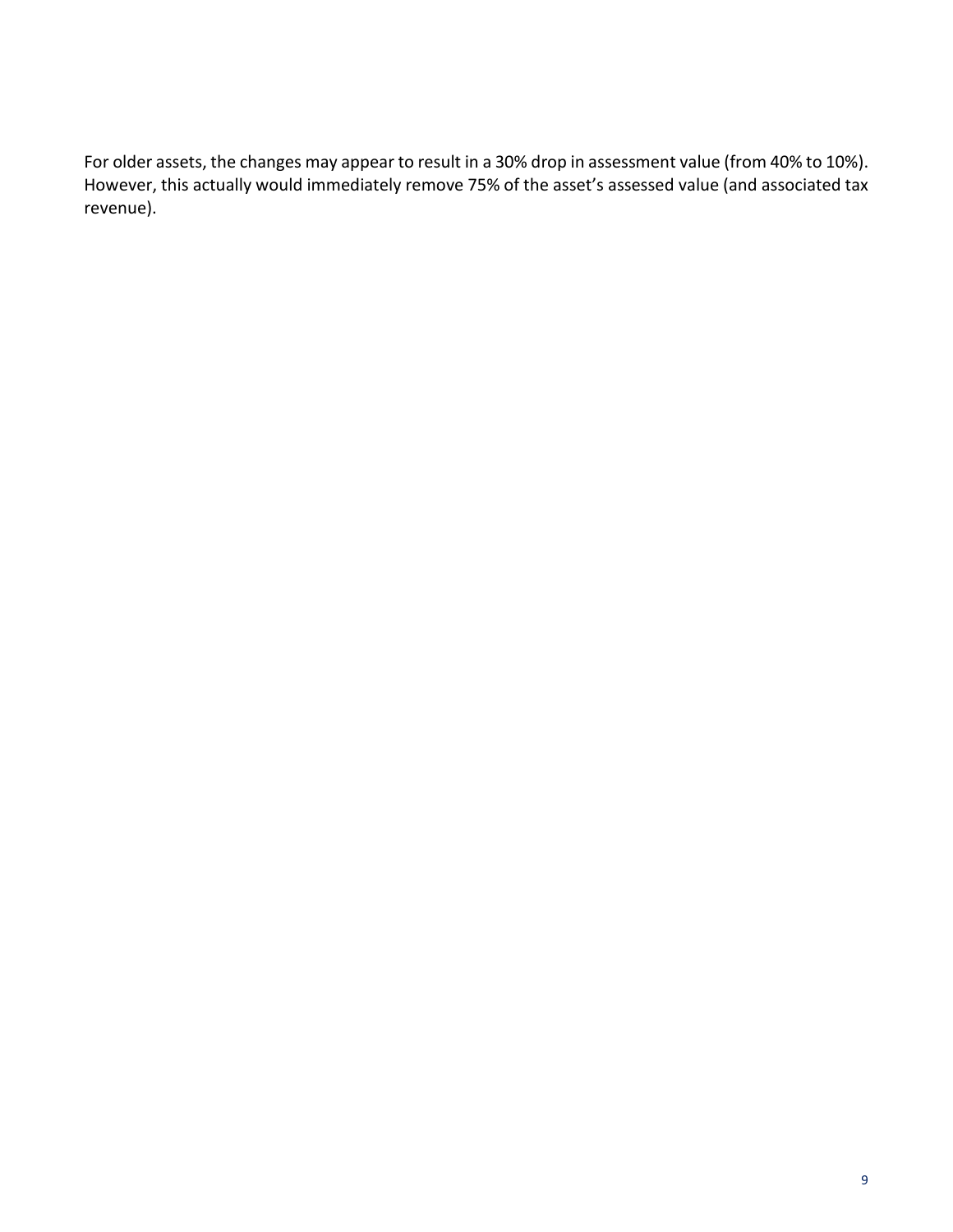For older assets, the changes may appear to result in a 30% drop in assessment value (from 40% to 10%). However, this actually would immediately remove 75% of the asset's assessed value (and associated tax revenue).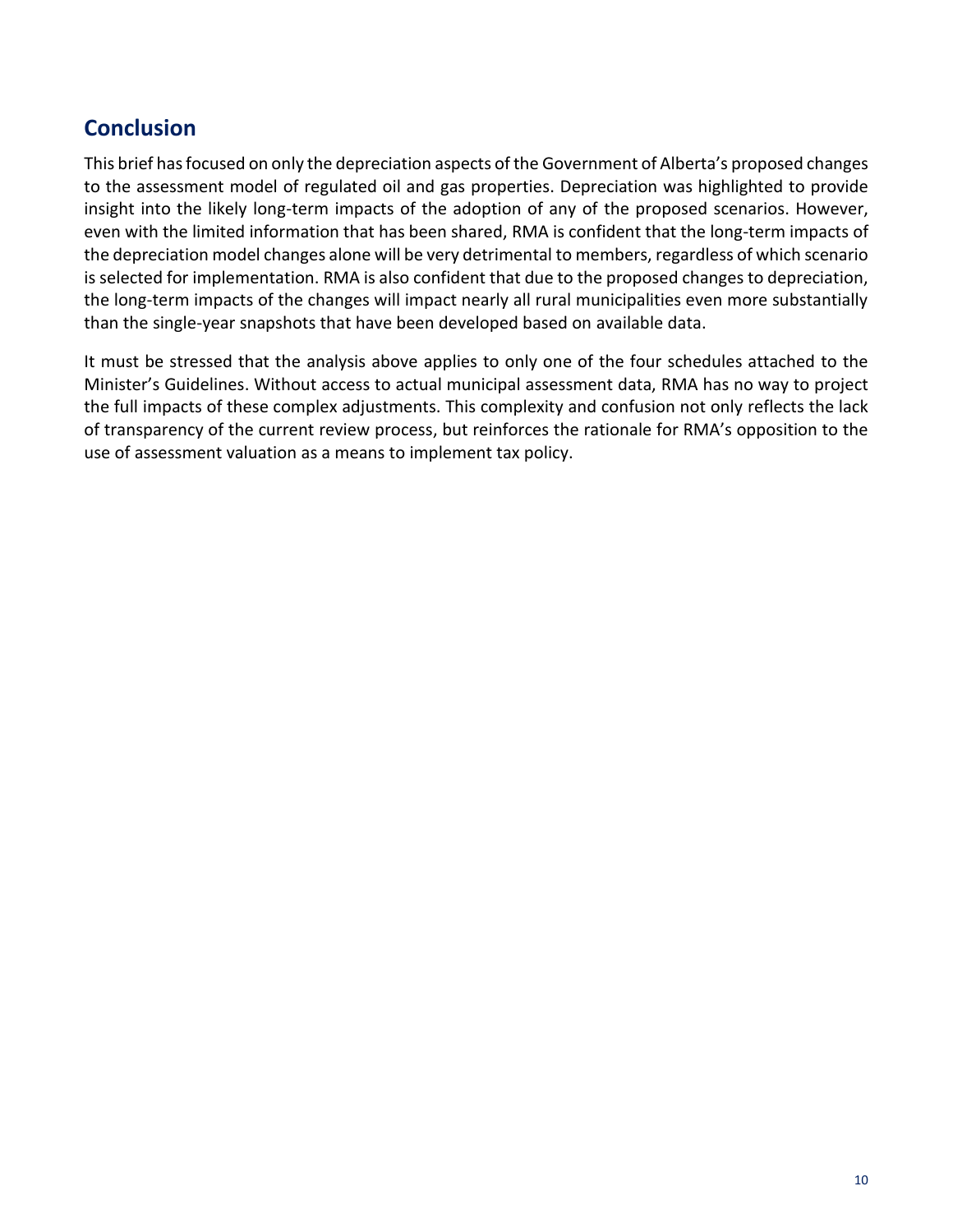## Conclusion

This brief has focused on only the depreciation aspects of the Government of Alberta's proposed changes to the assessment model of regulated oil and gas properties. Depreciation was highlighted to provide insight into the likely long-term impacts of the adoption of any of the proposed scenarios. However, even with the limited information that has been shared, RMA is confident that the long-term impacts of the depreciation model changes alone will be very detrimental to members, regardless of which scenario is selected for implementation. RMA is also confident that due to the proposed changes to depreciation, the long-term impacts of the changes will impact nearly all rural municipalities even more substantially than the single-year snapshots that have been developed based on available data.

It must be stressed that the analysis above applies to only one of the four schedules attached to the Minister's Guidelines. Without access to actual municipal assessment data, RMA has no way to project the full impacts of these complex adjustments. This complexity and confusion not only reflects the lack of transparency of the current review process, but reinforces the rationale for RMA's opposition to the use of assessment valuation as a means to implement tax policy.